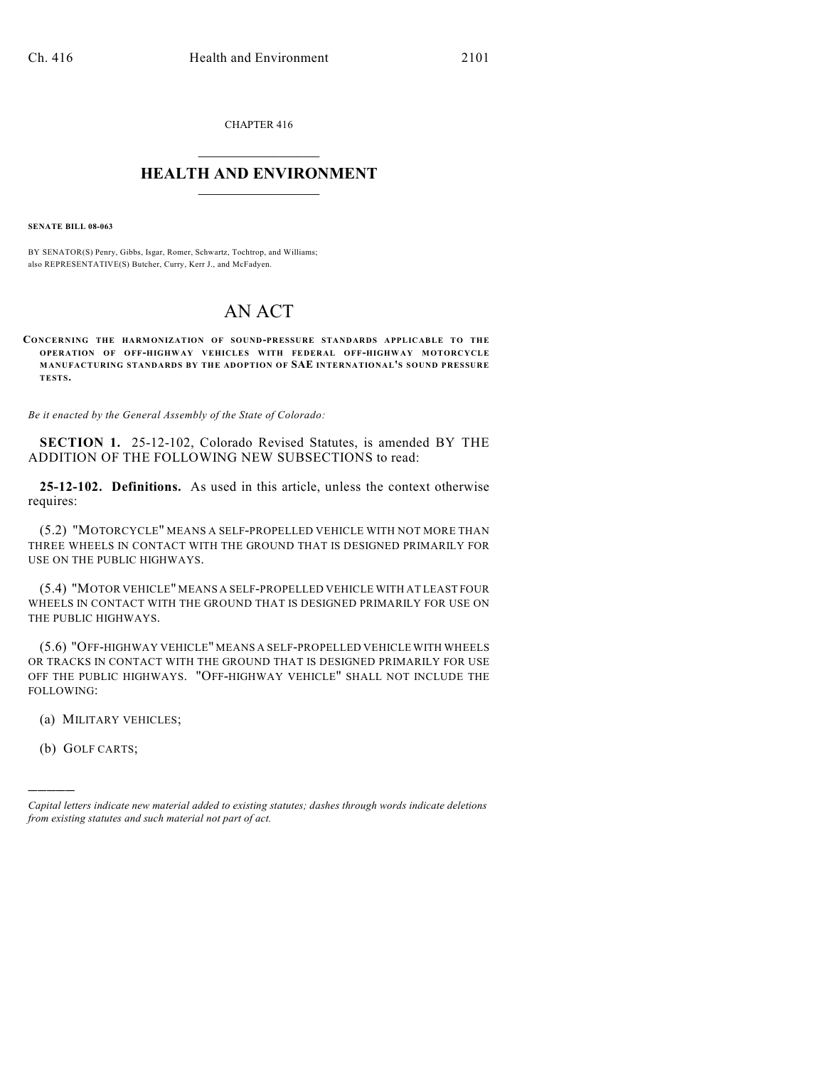CHAPTER 416

# HEALTH AND ENVIRONMENT

**SENATE BILL 08-063**

BY SENATOR(S) Penry, Gibbs, Isgar, Romer, Schwartz, Tochtrop, and Williams;
also REPRESENTATIVE(S) Butcher, Curry, Kerr J., and McFadyen.

## AN ACT

**CONCERNING THE HARMONIZATION OF SOUND-PRESSURE STANDARDS APPLICABLE TO THE OPERATION OF OFF-HIGHWAY VEHICLES WITH FEDERAL OFF-HIGHWAY MOTORCYCLE MANUFACTURING STANDARDS BY THE ADOPTION OF SAE INTERNATIONAL'S SOUND PRESSURE TESTS.**

*Be it enacted by the General Assembly of the State of Colorado:*

**SECTION 1.** 25-12-102, Colorado Revised Statutes, is amended BY THE ADDITION OF THE FOLLOWING NEW SUBSECTIONS to read:

**25-12-102. Definitions.** As used in this article, unless the context otherwise requires:

(5.2) "MOTORCYCLE" MEANS A SELF-PROPELLED VEHICLE WITH NOT MORE THAN THREE WHEELS IN CONTACT WITH THE GROUND THAT IS DESIGNED PRIMARILY FOR USE ON THE PUBLIC HIGHWAYS.

(5.4) "MOTOR VEHICLE" MEANS A SELF-PROPELLED VEHICLE WITH AT LEAST FOUR WHEELS IN CONTACT WITH THE GROUND THAT IS DESIGNED PRIMARILY FOR USE ON THE PUBLIC HIGHWAYS.

(5.6) "OFF-HIGHWAY VEHICLE" MEANS A SELF-PROPELLED VEHICLE WITH WHEELS OR TRACKS IN CONTACT WITH THE GROUND THAT IS DESIGNED PRIMARILY FOR USE OFF THE PUBLIC HIGHWAYS. "OFF-HIGHWAY VEHICLE" SHALL NOT INCLUDE THE FOLLOWING:

(a) MILITARY VEHICLES;

(b) GOLF CARTS;

*Capital letters indicate new material added to existing statutes; dashes through words indicate deletions from existing statutes and such material not part of act.*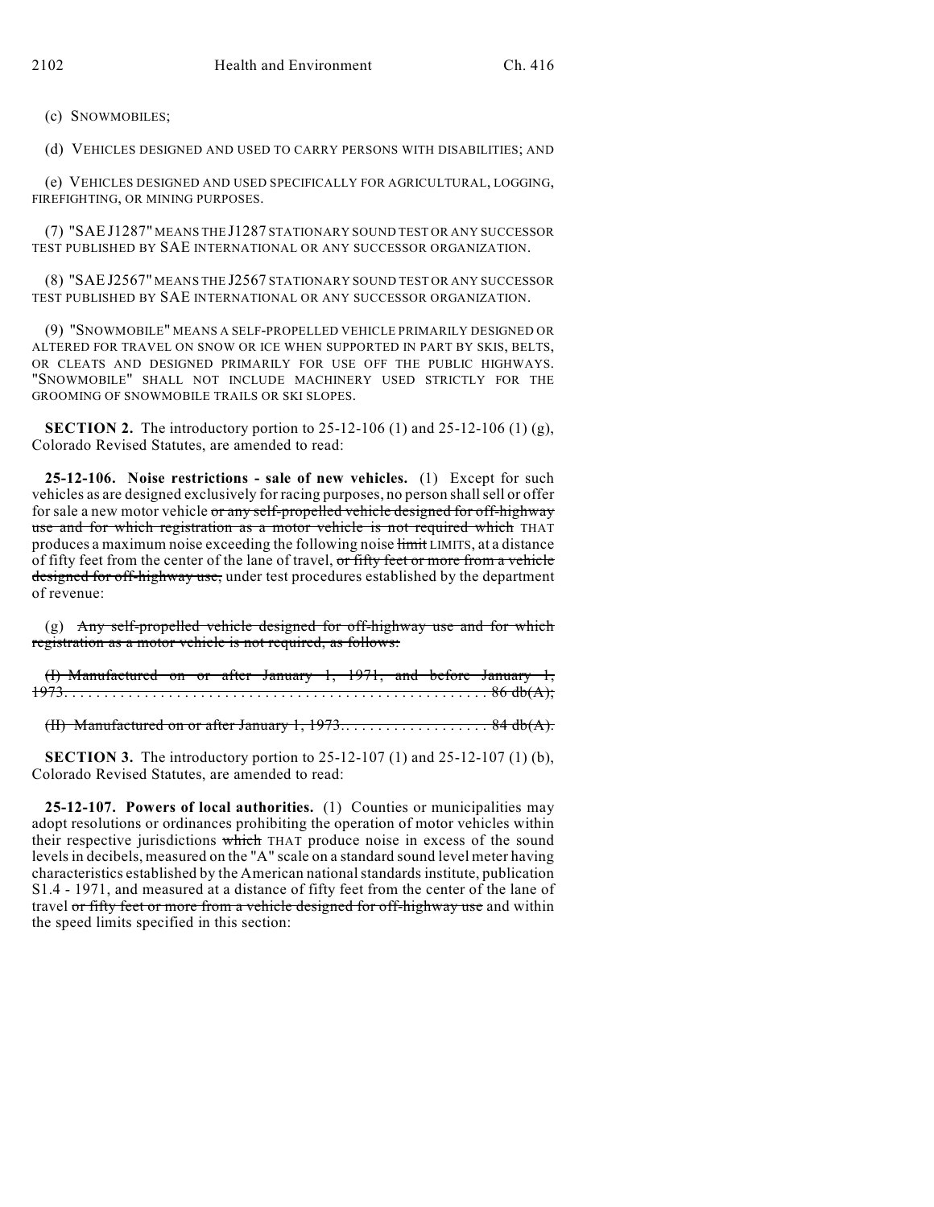(c) SNOWMOBILES;

(d) VEHICLES DESIGNED AND USED TO CARRY PERSONS WITH DISABILITIES; AND

(e) VEHICLES DESIGNED AND USED SPECIFICALLY FOR AGRICULTURAL, LOGGING, FIREFIGHTING, OR MINING PURPOSES.

(7) "SAE J1287" MEANS THE J1287 STATIONARY SOUND TEST OR ANY SUCCESSOR TEST PUBLISHED BY SAE INTERNATIONAL OR ANY SUCCESSOR ORGANIZATION.

(8) "SAE J2567" MEANS THE J2567 STATIONARY SOUND TEST OR ANY SUCCESSOR TEST PUBLISHED BY SAE INTERNATIONAL OR ANY SUCCESSOR ORGANIZATION.

(9) "SNOWMOBILE" MEANS A SELF-PROPELLED VEHICLE PRIMARILY DESIGNED OR ALTERED FOR TRAVEL ON SNOW OR ICE WHEN SUPPORTED IN PART BY SKIS, BELTS, OR CLEATS AND DESIGNED PRIMARILY FOR USE OFF THE PUBLIC HIGHWAYS. "SNOWMOBILE" SHALL NOT INCLUDE MACHINERY USED STRICTLY FOR THE GROOMING OF SNOWMOBILE TRAILS OR SKI SLOPES.

**SECTION 2.** The introductory portion to 25-12-106 (1) and 25-12-106 (1) (g), Colorado Revised Statutes, are amended to read:

**25-12-106. Noise restrictions - sale of new vehicles.** (1) Except for such vehicles as are designed exclusively for racing purposes, no person shall sell or offer for sale a new motor vehicle ~~or any self-propelled vehicle designed for off-highway use and for which registration as a motor vehicle is not required which~~ THAT produces a maximum noise exceeding the following noise ~~limit~~ LIMITS, at a distance of fifty feet from the center of the lane of travel, ~~or fifty feet or more from a vehicle designed for off-highway use,~~ under test procedures established by the department of revenue:

(g) ~~Any self-propelled vehicle designed for off-highway use and for which registration as a motor vehicle is not required, as follows:~~

~~(I) Manufactured on or after January 1, 1971, and before January 1, 1973. . . . . . . . . . . . . . . . . . . . . . . . . . . . . . . . . . . . . . . . . . . . . . . . . . . 86 db(A);~~

~~(II) Manufactured on or after January 1, 1973. . . . . . . . . . . . . . . . . . . 84 db(A).~~

**SECTION 3.** The introductory portion to 25-12-107 (1) and 25-12-107 (1) (b), Colorado Revised Statutes, are amended to read:

**25-12-107. Powers of local authorities.** (1) Counties or municipalities may adopt resolutions or ordinances prohibiting the operation of motor vehicles within their respective jurisdictions ~~which~~ THAT produce noise in excess of the sound levels in decibels, measured on the "A" scale on a standard sound level meter having characteristics established by the American national standards institute, publication S1.4 - 1971, and measured at a distance of fifty feet from the center of the lane of travel ~~or fifty feet or more from a vehicle designed for off-highway use~~ and within the speed limits specified in this section: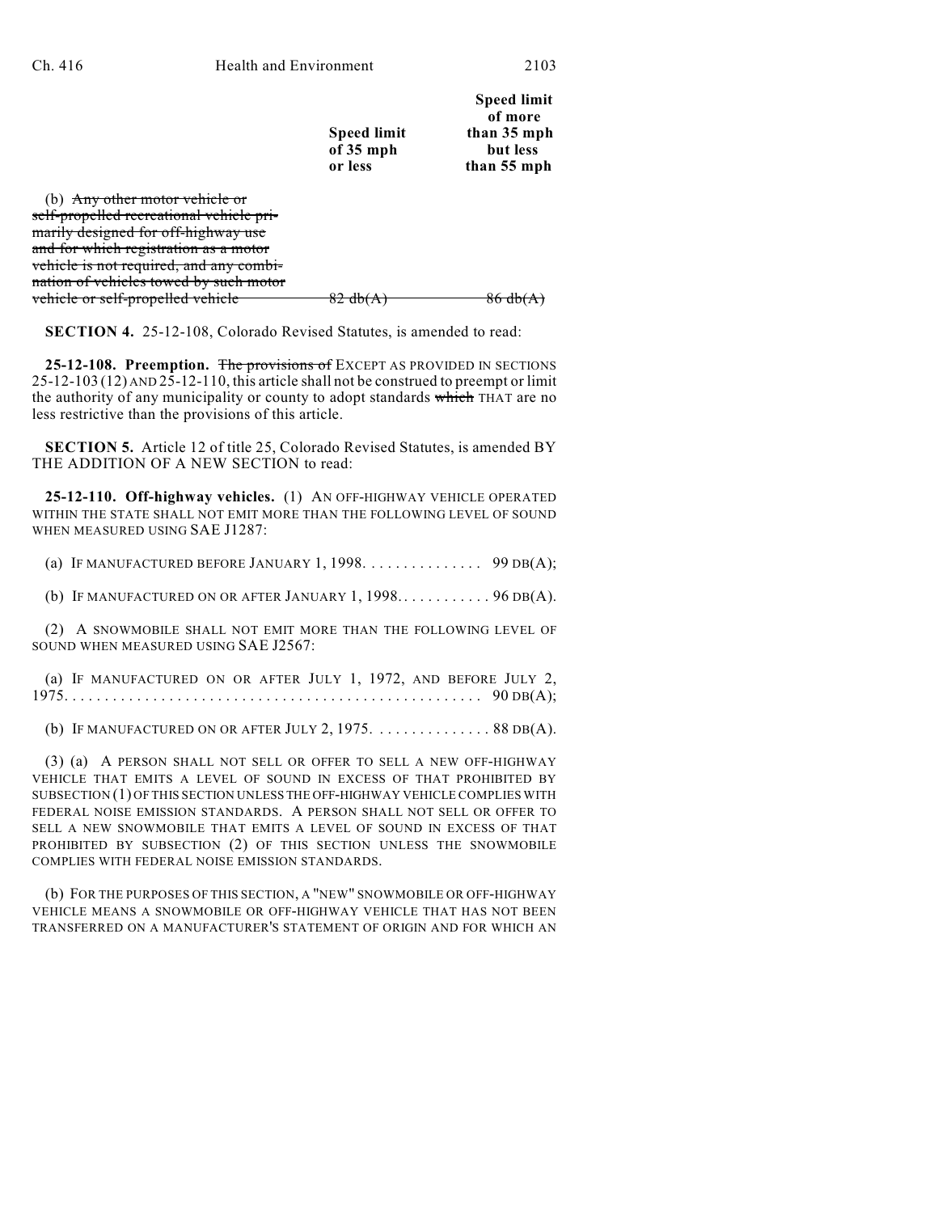| | Speed limit of 35 mph or less | Speed limit of more than 35 mph but less than 55 mph |
|---|---|---|
| (b) ~~Any other motor vehicle or self-propelled recreational vehicle primarily designed for off-highway use and for which registration as a motor vehicle is not required, and any combination of vehicles towed by such motor vehicle or self-propelled vehicle~~ | ~~82 db(A)~~ | ~~86 db(A)~~ |

**SECTION 4.** 25-12-108, Colorado Revised Statutes, is amended to read:

**25-12-108. Preemption.** ~~The provisions of~~ EXCEPT AS PROVIDED IN SECTIONS 25-12-103 (12) AND 25-12-110, this article shall not be construed to preempt or limit the authority of any municipality or county to adopt standards ~~which~~ THAT are no less restrictive than the provisions of this article.

**SECTION 5.** Article 12 of title 25, Colorado Revised Statutes, is amended BY THE ADDITION OF A NEW SECTION to read:

**25-12-110. Off-highway vehicles.** (1) AN OFF-HIGHWAY VEHICLE OPERATED WITHIN THE STATE SHALL NOT EMIT MORE THAN THE FOLLOWING LEVEL OF SOUND WHEN MEASURED USING SAE J1287:

(a) IF MANUFACTURED BEFORE JANUARY 1, 1998. . . . . . . . . . . . . . . 99 DB(A);

(b) IF MANUFACTURED ON OR AFTER JANUARY 1, 1998. . . . . . . . . . . . 96 DB(A).

(2) A SNOWMOBILE SHALL NOT EMIT MORE THAN THE FOLLOWING LEVEL OF SOUND WHEN MEASURED USING SAE J2567:

(a) IF MANUFACTURED ON OR AFTER JULY 1, 1972, AND BEFORE JULY 2, 1975. . . . . . . . . . . . . . . . . . . . . . . . . . . . . . . . . . . . . . . . . . . . . . . . . . . 90 DB(A);

(b) IF MANUFACTURED ON OR AFTER JULY 2, 1975. . . . . . . . . . . . . . . 88 DB(A).

(3) (a) A PERSON SHALL NOT SELL OR OFFER TO SELL A NEW OFF-HIGHWAY VEHICLE THAT EMITS A LEVEL OF SOUND IN EXCESS OF THAT PROHIBITED BY SUBSECTION (1) OF THIS SECTION UNLESS THE OFF-HIGHWAY VEHICLE COMPLIES WITH FEDERAL NOISE EMISSION STANDARDS. A PERSON SHALL NOT SELL OR OFFER TO SELL A NEW SNOWMOBILE THAT EMITS A LEVEL OF SOUND IN EXCESS OF THAT PROHIBITED BY SUBSECTION (2) OF THIS SECTION UNLESS THE SNOWMOBILE COMPLIES WITH FEDERAL NOISE EMISSION STANDARDS.

(b) FOR THE PURPOSES OF THIS SECTION, A "NEW" SNOWMOBILE OR OFF-HIGHWAY VEHICLE MEANS A SNOWMOBILE OR OFF-HIGHWAY VEHICLE THAT HAS NOT BEEN TRANSFERRED ON A MANUFACTURER'S STATEMENT OF ORIGIN AND FOR WHICH AN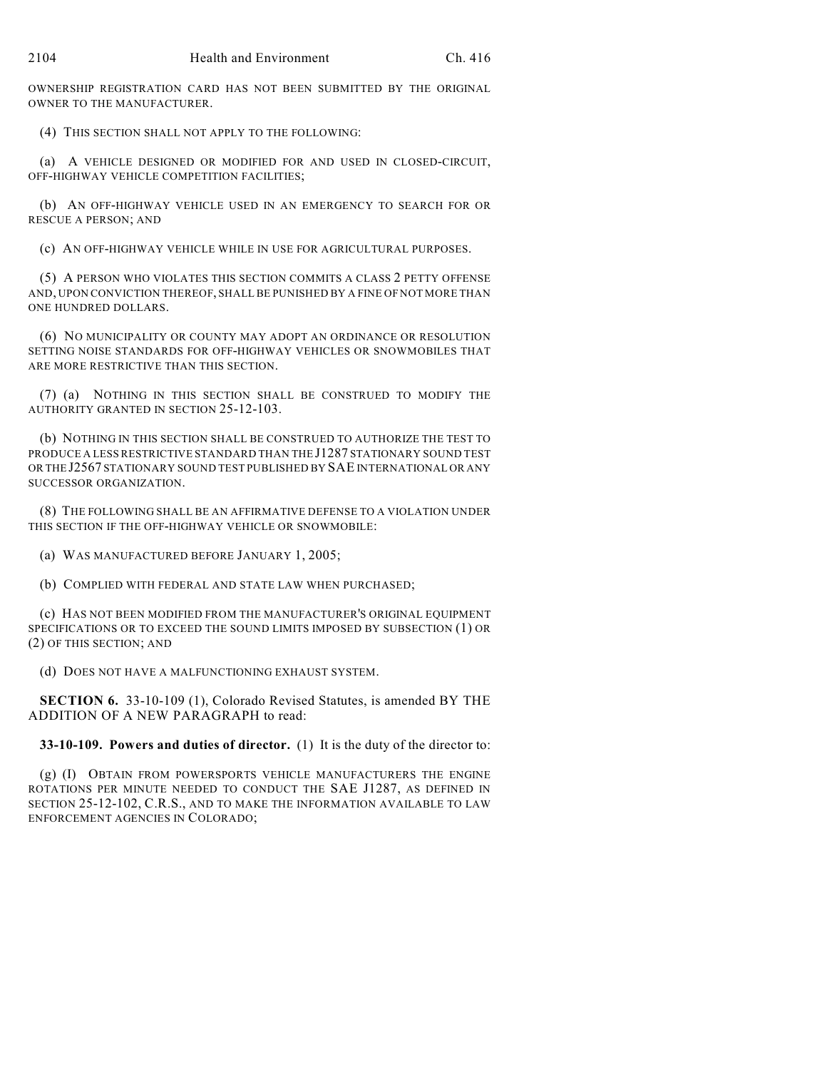OWNERSHIP REGISTRATION CARD HAS NOT BEEN SUBMITTED BY THE ORIGINAL OWNER TO THE MANUFACTURER.

(4) THIS SECTION SHALL NOT APPLY TO THE FOLLOWING:

(a) A VEHICLE DESIGNED OR MODIFIED FOR AND USED IN CLOSED-CIRCUIT, OFF-HIGHWAY VEHICLE COMPETITION FACILITIES;

(b) AN OFF-HIGHWAY VEHICLE USED IN AN EMERGENCY TO SEARCH FOR OR RESCUE A PERSON; AND

(c) AN OFF-HIGHWAY VEHICLE WHILE IN USE FOR AGRICULTURAL PURPOSES.

(5) A PERSON WHO VIOLATES THIS SECTION COMMITS A CLASS 2 PETTY OFFENSE AND, UPON CONVICTION THEREOF, SHALL BE PUNISHED BY A FINE OF NOT MORE THAN ONE HUNDRED DOLLARS.

(6) NO MUNICIPALITY OR COUNTY MAY ADOPT AN ORDINANCE OR RESOLUTION SETTING NOISE STANDARDS FOR OFF-HIGHWAY VEHICLES OR SNOWMOBILES THAT ARE MORE RESTRICTIVE THAN THIS SECTION.

(7) (a) NOTHING IN THIS SECTION SHALL BE CONSTRUED TO MODIFY THE AUTHORITY GRANTED IN SECTION 25-12-103.

(b) NOTHING IN THIS SECTION SHALL BE CONSTRUED TO AUTHORIZE THE TEST TO PRODUCE A LESS RESTRICTIVE STANDARD THAN THE J1287 STATIONARY SOUND TEST OR THE J2567 STATIONARY SOUND TEST PUBLISHED BY SAE INTERNATIONAL OR ANY SUCCESSOR ORGANIZATION.

(8) THE FOLLOWING SHALL BE AN AFFIRMATIVE DEFENSE TO A VIOLATION UNDER THIS SECTION IF THE OFF-HIGHWAY VEHICLE OR SNOWMOBILE:

(a) WAS MANUFACTURED BEFORE JANUARY 1, 2005;

(b) COMPLIED WITH FEDERAL AND STATE LAW WHEN PURCHASED;

(c) HAS NOT BEEN MODIFIED FROM THE MANUFACTURER'S ORIGINAL EQUIPMENT SPECIFICATIONS OR TO EXCEED THE SOUND LIMITS IMPOSED BY SUBSECTION (1) OR (2) OF THIS SECTION; AND

(d) DOES NOT HAVE A MALFUNCTIONING EXHAUST SYSTEM.

**SECTION 6.** 33-10-109 (1), Colorado Revised Statutes, is amended BY THE ADDITION OF A NEW PARAGRAPH to read:

**33-10-109. Powers and duties of director.** (1) It is the duty of the director to:

(g) (I) OBTAIN FROM POWERSPORTS VEHICLE MANUFACTURERS THE ENGINE ROTATIONS PER MINUTE NEEDED TO CONDUCT THE SAE J1287, AS DEFINED IN SECTION 25-12-102, C.R.S., AND TO MAKE THE INFORMATION AVAILABLE TO LAW ENFORCEMENT AGENCIES IN COLORADO;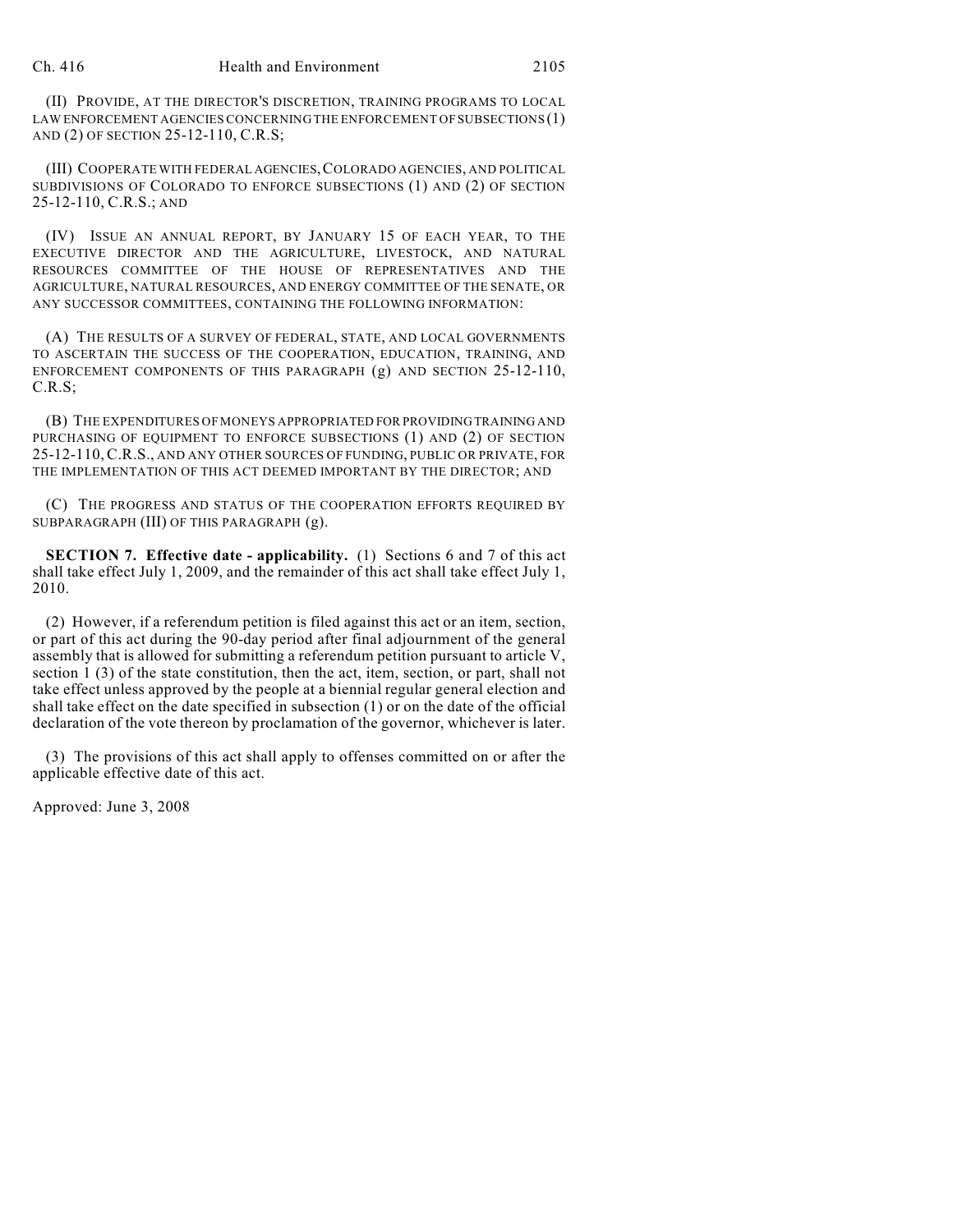(II) PROVIDE, AT THE DIRECTOR'S DISCRETION, TRAINING PROGRAMS TO LOCAL LAW ENFORCEMENT AGENCIES CONCERNING THE ENFORCEMENT OF SUBSECTIONS (1) AND (2) OF SECTION 25-12-110, C.R.S;

(III) COOPERATE WITH FEDERAL AGENCIES, COLORADO AGENCIES, AND POLITICAL SUBDIVISIONS OF COLORADO TO ENFORCE SUBSECTIONS (1) AND (2) OF SECTION 25-12-110, C.R.S.; AND

(IV) ISSUE AN ANNUAL REPORT, BY JANUARY 15 OF EACH YEAR, TO THE EXECUTIVE DIRECTOR AND THE AGRICULTURE, LIVESTOCK, AND NATURAL RESOURCES COMMITTEE OF THE HOUSE OF REPRESENTATIVES AND THE AGRICULTURE, NATURAL RESOURCES, AND ENERGY COMMITTEE OF THE SENATE, OR ANY SUCCESSOR COMMITTEES, CONTAINING THE FOLLOWING INFORMATION:

(A) THE RESULTS OF A SURVEY OF FEDERAL, STATE, AND LOCAL GOVERNMENTS TO ASCERTAIN THE SUCCESS OF THE COOPERATION, EDUCATION, TRAINING, AND ENFORCEMENT COMPONENTS OF THIS PARAGRAPH (g) AND SECTION 25-12-110, C.R.S;

(B) THE EXPENDITURES OF MONEYS APPROPRIATED FOR PROVIDING TRAINING AND PURCHASING OF EQUIPMENT TO ENFORCE SUBSECTIONS (1) AND (2) OF SECTION 25-12-110, C.R.S., AND ANY OTHER SOURCES OF FUNDING, PUBLIC OR PRIVATE, FOR THE IMPLEMENTATION OF THIS ACT DEEMED IMPORTANT BY THE DIRECTOR; AND

(C) THE PROGRESS AND STATUS OF THE COOPERATION EFFORTS REQUIRED BY SUBPARAGRAPH (III) OF THIS PARAGRAPH (g).

**SECTION 7. Effective date - applicability.** (1) Sections 6 and 7 of this act shall take effect July 1, 2009, and the remainder of this act shall take effect July 1, 2010.

(2) However, if a referendum petition is filed against this act or an item, section, or part of this act during the 90-day period after final adjournment of the general assembly that is allowed for submitting a referendum petition pursuant to article V, section 1 (3) of the state constitution, then the act, item, section, or part, shall not take effect unless approved by the people at a biennial regular general election and shall take effect on the date specified in subsection (1) or on the date of the official declaration of the vote thereon by proclamation of the governor, whichever is later.

(3) The provisions of this act shall apply to offenses committed on or after the applicable effective date of this act.

Approved: June 3, 2008